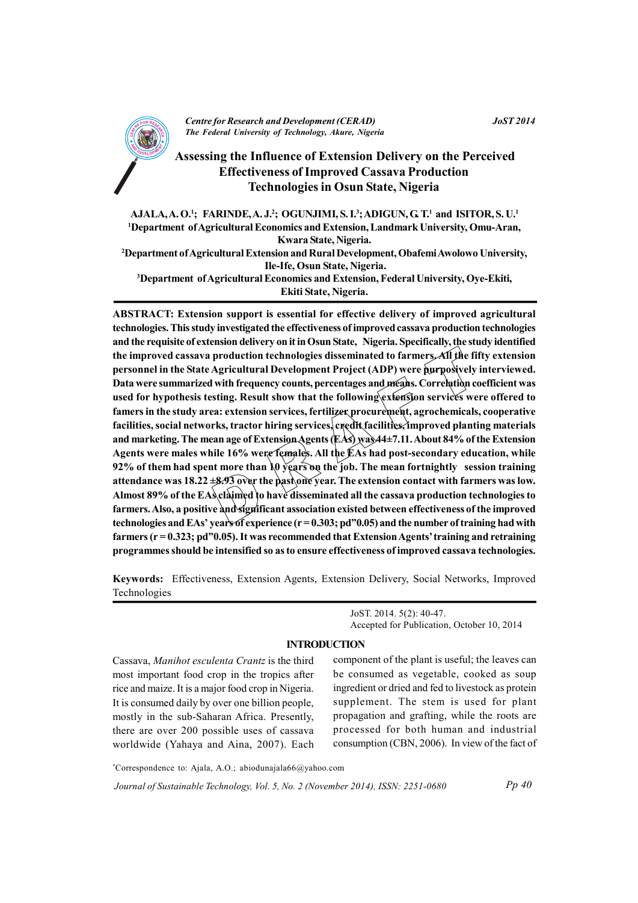# Assessing the Influence of Extension Delivery on the Perceived Effectiveness of Improved Cassava Production Technologies in Osun State, Nigeria

**AJALA, A. O.[1]; FARINDE, A. J.[2]; OGUNJIMI, S. I.[3]; ADIGUN, G. T.[1] and ISITOR, S. U.[1]**

**[1]Department of Agricultural Economics and Extension, Landmark University, Omu-Aran, Kwara State, Nigeria.**

**[2]Department of Agricultural Extension and Rural Development, Obafemi Awolowo University, Ile-Ife, Osun State, Nigeria.**

**[3]Department of Agricultural Economics and Extension, Federal University, Oye-Ekiti, Ekiti State, Nigeria.**

**ABSTRACT: Extension support is essential for effective delivery of improved agricultural technologies. This study investigated the effectiveness of improved cassava production technologies and the requisite of extension delivery on it in Osun State, Nigeria. Specifically, the study identified the improved cassava production technologies disseminated to farmers. All the fifty extension personnel in the State Agricultural Development Project (ADP) were purposively interviewed. Data were summarized with frequency counts, percentages and means. Correlation coefficient was used for hypothesis testing. Result show that the following extension services were offered to famers in the study area: extension services, fertilizer procurement, agrochemicals, cooperative facilities, social networks, tractor hiring services, credit facilities, improved planting materials and marketing. The mean age of Extension Agents (EAs) was 44±7.11. About 84% of the Extension Agents were males while 16% were females. All the EAs had post-secondary education, while 92% of them had spent more than 10 years on the job. The mean fortnightly session training attendance was 18.22 ±8.93 over the past one year. The extension contact with farmers was low. Almost 89% of the EAs claimed to have disseminated all the cassava production technologies to farmers. Also, a positive and significant association existed between effectiveness of the improved technologies and EAs' years of experience (r = 0.303; p≤0.05) and the number of training had with farmers (r = 0.323; p≤0.05). It was recommended that Extension Agents' training and retraining programmes should be intensified so as to ensure effectiveness of improved cassava technologies.**

**Keywords:** Effectiveness, Extension Agents, Extension Delivery, Social Networks, Improved Technologies

JoST. 2014. 5(2): 40-47.
Accepted for Publication, October 10, 2014

## INTRODUCTION

Cassava, *Manihot esculenta Crantz* is the third most important food crop in the tropics after rice and maize. It is a major food crop in Nigeria. It is consumed daily by over one billion people, mostly in the sub-Saharan Africa. Presently, there are over 200 possible uses of cassava worldwide (Yahaya and Aina, 2007). Each component of the plant is useful; the leaves can be consumed as vegetable, cooked as soup ingredient or dried and fed to livestock as protein supplement. The stem is used for plant propagation and grafting, while the roots are processed for both human and industrial consumption (CBN, 2006). In view of the fact of

*Correspondence to: Ajala, A.O.; abiodunajala66@yahoo.com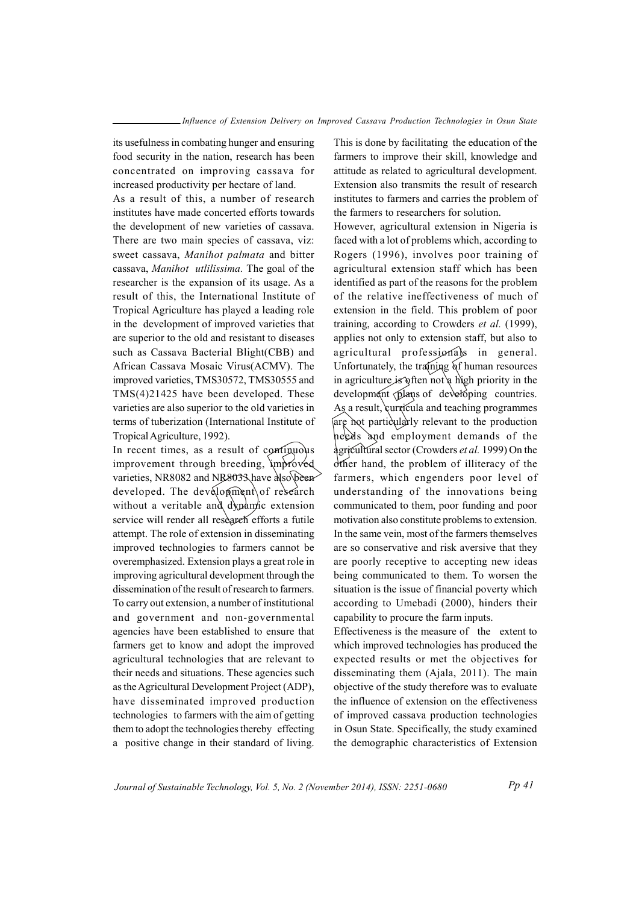its usefulness in combating hunger and ensuring food security in the nation, research has been concentrated on improving cassava for increased productivity per hectare of land.

As a result of this, a number of research institutes have made concerted efforts towards the development of new varieties of cassava. There are two main species of cassava, viz: sweet cassava, *Manihot palmata* and bitter cassava, *Manihot utlilissima.* The goal of the researcher is the expansion of its usage. As a result of this, the International Institute of Tropical Agriculture has played a leading role in the development of improved varieties that are superior to the old and resistant to diseases such as Cassava Bacterial Blight(CBB) and African Cassava Mosaic Virus(ACMV). The improved varieties, TMS30572, TMS30555 and TMS(4)21425 have been developed. These varieties are also superior to the old varieties in terms of tuberization (International Institute of Tropical Agriculture, 1992).

In recent times, as a result of continuous improvement through breeding, improved varieties, NR8082 and NR8033 have also been developed. The development of research without a veritable and dynamic extension service will render all research efforts a futile attempt. The role of extension in disseminating improved technologies to farmers cannot be overemphasized. Extension plays a great role in improving agricultural development through the dissemination of the result of research to farmers. To carry out extension, a number of institutional and government and non-governmental agencies have been established to ensure that farmers get to know and adopt the improved agricultural technologies that are relevant to their needs and situations. These agencies such as the Agricultural Development Project (ADP), have disseminated improved production technologies to farmers with the aim of getting them to adopt the technologies thereby effecting a positive change in their standard of living. This is done by facilitating the education of the farmers to improve their skill, knowledge and attitude as related to agricultural development. Extension also transmits the result of research institutes to farmers and carries the problem of the farmers to researchers for solution.

However, agricultural extension in Nigeria is faced with a lot of problems which, according to Rogers (1996), involves poor training of agricultural extension staff which has been identified as part of the reasons for the problem of the relative ineffectiveness of much of extension in the field. This problem of poor training, according to Crowders *et al.* (1999), applies not only to extension staff, but also to agricultural professionals in general. Unfortunately, the training of human resources in agriculture is often not a high priority in the development plans of developing countries. As a result, curricula and teaching programmes are not particularly relevant to the production needs and employment demands of the agricultural sector (Crowders *et al.* 1999) On the other hand, the problem of illiteracy of the farmers, which engenders poor level of understanding of the innovations being communicated to them, poor funding and poor motivation also constitute problems to extension. In the same vein, most of the farmers themselves are so conservative and risk aversive that they are poorly receptive to accepting new ideas being communicated to them. To worsen the situation is the issue of financial poverty which according to Umebadi (2000), hinders their capability to procure the farm inputs.

Effectiveness is the measure of the extent to which improved technologies has produced the expected results or met the objectives for disseminating them (Ajala, 2011). The main objective of the study therefore was to evaluate the influence of extension on the effectiveness of improved cassava production technologies in Osun State. Specifically, the study examined the demographic characteristics of Extension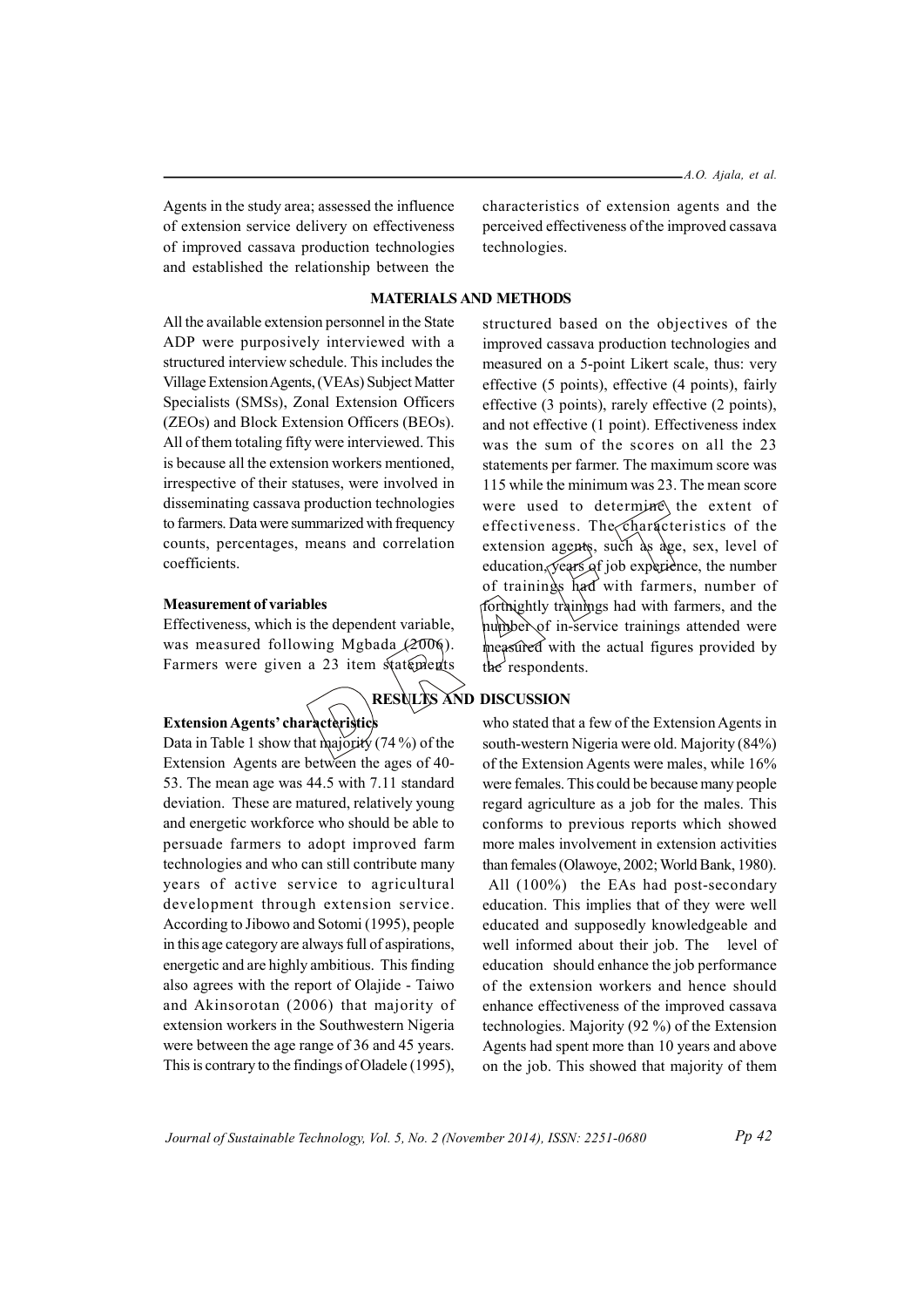Agents in the study area; assessed the influence of extension service delivery on effectiveness of improved cassava production technologies and established the relationship between the characteristics of extension agents and the perceived effectiveness of the improved cassava technologies.

## MATERIALS AND METHODS

All the available extension personnel in the State ADP were purposively interviewed with a structured interview schedule. This includes the Village Extension Agents, (VEAs) Subject Matter Specialists (SMSs), Zonal Extension Officers (ZEOs) and Block Extension Officers (BEOs). All of them totaling fifty were interviewed. This is because all the extension workers mentioned, irrespective of their statuses, were involved in disseminating cassava production technologies to farmers. Data were summarized with frequency counts, percentages, means and correlation coefficients.

### Measurement of variables

Effectiveness, which is the dependent variable, was measured following Mgbada (2006). Farmers were given a 23 item statements structured based on the objectives of the improved cassava production technologies and measured on a 5-point Likert scale, thus: very effective (5 points), effective (4 points), fairly effective (3 points), rarely effective (2 points), and not effective (1 point). Effectiveness index was the sum of the scores on all the 23 statements per farmer. The maximum score was 115 while the minimum was 23. The mean score were used to determine the extent of effectiveness. The characteristics of the extension agents, such as age, sex, level of education, years of job experience, the number of trainings had with farmers, number of fortnightly trainings had with farmers, and the number of in-service trainings attended were measured with the actual figures provided by the respondents.

## RESULTS AND DISCUSSION

### Extension Agents' characteristics

Data in Table 1 show that majority (74 %) of the Extension Agents are between the ages of 40-53. The mean age was 44.5 with 7.11 standard deviation. These are matured, relatively young and energetic workforce who should be able to persuade farmers to adopt improved farm technologies and who can still contribute many years of active service to agricultural development through extension service. According to Jibowo and Sotomi (1995), people in this age category are always full of aspirations, energetic and are highly ambitious. This finding also agrees with the report of Olajide - Taiwo and Akinsorotan (2006) that majority of extension workers in the Southwestern Nigeria were between the age range of 36 and 45 years. This is contrary to the findings of Oladele (1995), who stated that a few of the Extension Agents in south-western Nigeria were old. Majority (84%) of the Extension Agents were males, while 16% were females. This could be because many people regard agriculture as a job for the males. This conforms to previous reports which showed more males involvement in extension activities than females (Olawoye, 2002; World Bank, 1980).

All (100%) the EAs had post-secondary education. This implies that of they were well educated and supposedly knowledgeable and well informed about their job. The level of education should enhance the job performance of the extension workers and hence should enhance effectiveness of the improved cassava technologies. Majority (92 %) of the Extension Agents had spent more than 10 years and above on the job. This showed that majority of them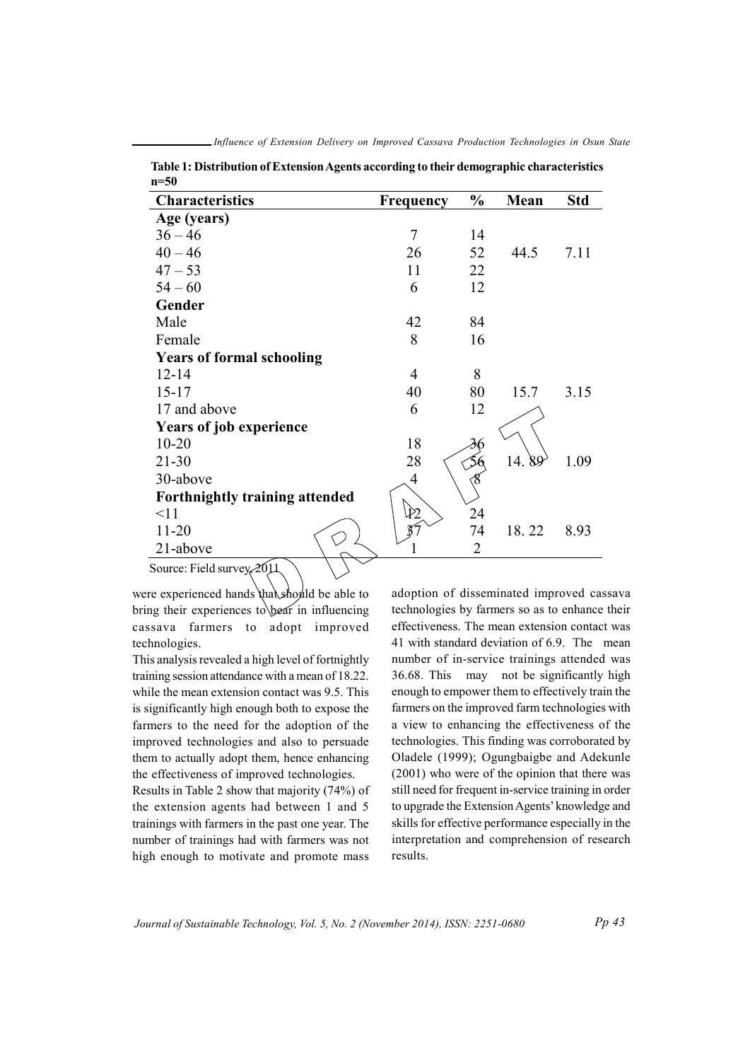**Table 1: Distribution of Extension Agents according to their demographic characteristics n=50**

| Characteristics | Frequency | % | Mean | Std |
|---|---|---|---|---|
| **Age (years)** | | | | |
| 36 – 46 | 7 | 14 | | |
| 40 – 46 | 26 | 52 | 44.5 | 7.11 |
| 47 – 53 | 11 | 22 | | |
| 54 – 60 | 6 | 12 | | |
| **Gender** | | | | |
| Male | 42 | 84 | | |
| Female | 8 | 16 | | |
| **Years of formal schooling** | | | | |
| 12-14 | 4 | 8 | | |
| 15-17 | 40 | 80 | 15.7 | 3.15 |
| 17 and above | 6 | 12 | | |
| **Years of job experience** | | | | |
| 10-20 | 18 | 36 | | |
| 21-30 | 28 | 56 | 14. 89 | 1.09 |
| 30-above | 4 | 8 | | |
| **Forthnightly training attended** | | | | |
| <11 | 12 | 24 | | |
| 11-20 | 37 | 74 | 18. 22 | 8.93 |
| 21-above | 1 | 2 | | |

Source: Field survey, 2011

were experienced hands that should be able to bring their experiences to bear in influencing cassava farmers to adopt improved technologies.

This analysis revealed a high level of fortnightly training session attendance with a mean of 18.22. while the mean extension contact was 9.5. This is significantly high enough both to expose the farmers to the need for the adoption of the improved technologies and also to persuade them to actually adopt them, hence enhancing the effectiveness of improved technologies.

Results in Table 2 show that majority (74%) of the extension agents had between 1 and 5 trainings with farmers in the past one year. The number of trainings had with farmers was not high enough to motivate and promote mass adoption of disseminated improved cassava technologies by farmers so as to enhance their effectiveness. The mean extension contact was 41 with standard deviation of 6.9. The mean number of in-service trainings attended was 36.68. This may not be significantly high enough to empower them to effectively train the farmers on the improved farm technologies with a view to enhancing the effectiveness of the technologies. This finding was corroborated by Oladele (1999); Ogungbaigbe and Adekunle (2001) who were of the opinion that there was still need for frequent in-service training in order to upgrade the Extension Agents' knowledge and skills for effective performance especially in the interpretation and comprehension of research results.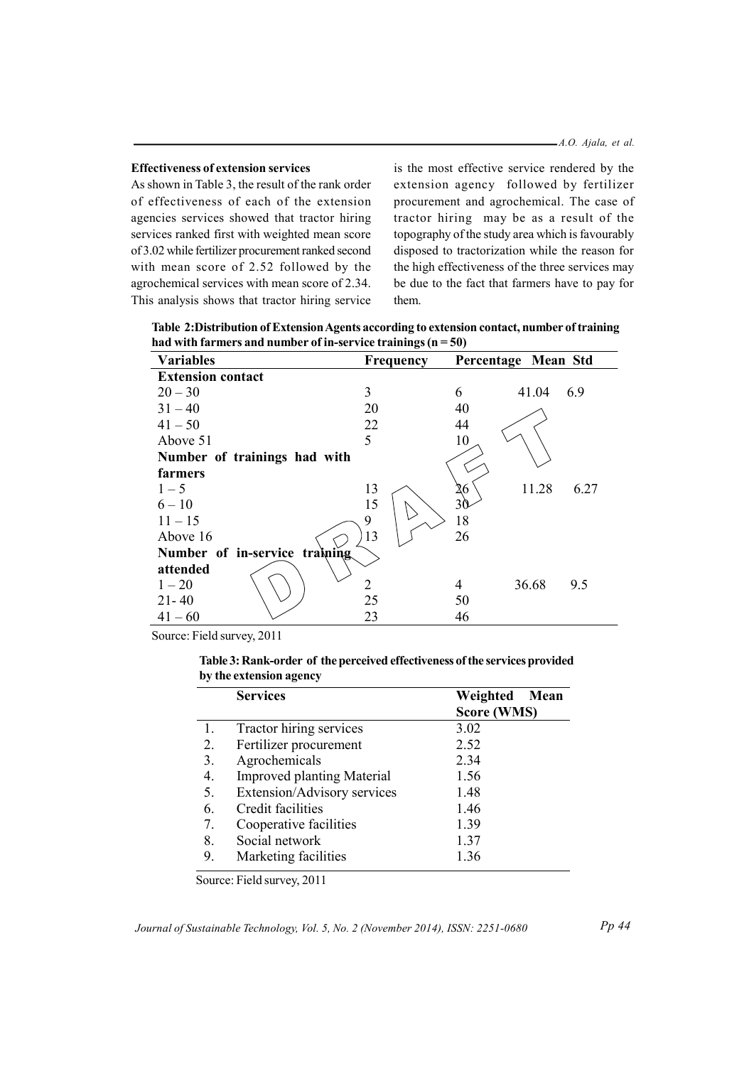**Effectiveness of extension services**

As shown in Table 3, the result of the rank order of effectiveness of each of the extension agencies services showed that tractor hiring services ranked first with weighted mean score of 3.02 while fertilizer procurement ranked second with mean score of 2.52 followed by the agrochemical services with mean score of 2.34. This analysis shows that tractor hiring service is the most effective service rendered by the extension agency followed by fertilizer procurement and agrochemical. The case of tractor hiring may be as a result of the topography of the study area which is favourably disposed to tractorization while the reason for the high effectiveness of the three services may be due to the fact that farmers have to pay for them.

**Table 2: Distribution of Extension Agents according to extension contact, number of training had with farmers and number of in-service trainings (n = 50)**

| Variables | Frequency | Percentage | Mean | Std |
|---|---|---|---|---|
| **Extension contact** | | | | |
| 20 – 30 | 3 | 6 | 41.04 | 6.9 |
| 31 – 40 | 20 | 40 | | |
| 41 – 50 | 22 | 44 | | |
| Above 51 | 5 | 10 | | |
| **Number of trainings had with farmers** | | | | |
| 1 – 5 | 13 | 26 | 11.28 | 6.27 |
| 6 – 10 | 15 | 30 | | |
| 11 – 15 | 9 | 18 | | |
| Above 16 | 13 | 26 | | |
| **Number of in-service training attended** | | | | |
| 1 – 20 | 2 | 4 | 36.68 | 9.5 |
| 21- 40 | 25 | 50 | | |
| 41 – 60 | 23 | 46 | | |

Source: Field survey, 2011

**Table 3: Rank-order of the perceived effectiveness of the services provided by the extension agency**

| | Services | Weighted Mean Score (WMS) |
|---|---|---|
| 1. | Tractor hiring services | 3.02 |
| 2. | Fertilizer procurement | 2.52 |
| 3. | Agrochemicals | 2.34 |
| 4. | Improved planting Material | 1.56 |
| 5. | Extension/Advisory services | 1.48 |
| 6. | Credit facilities | 1.46 |
| 7. | Cooperative facilities | 1.39 |
| 8. | Social network | 1.37 |
| 9. | Marketing facilities | 1.36 |

Source: Field survey, 2011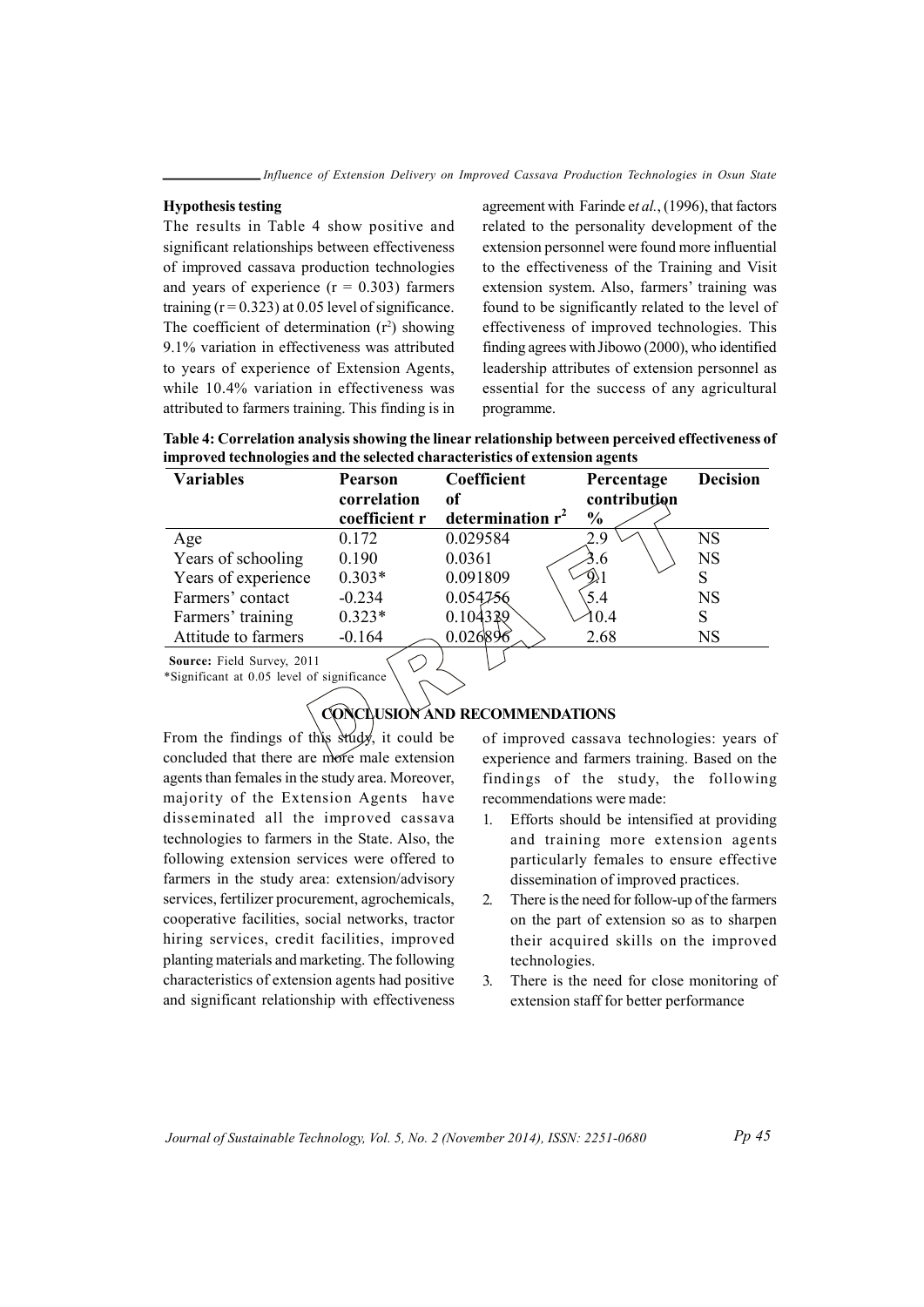**Hypothesis testing**

The results in Table 4 show positive and significant relationships between effectiveness of improved cassava production technologies and years of experience ($r = 0.303$) farmers training ($r = 0.323$) at 0.05 level of significance. The coefficient of determination ($r^2$) showing 9.1% variation in effectiveness was attributed to years of experience of Extension Agents, while 10.4% variation in effectiveness was attributed to farmers training. This finding is in agreement with Farinde e*t al.*, (1996), that factors related to the personality development of the extension personnel were found more influential to the effectiveness of the Training and Visit extension system. Also, farmers' training was found to be significantly related to the level of effectiveness of improved technologies. This finding agrees with Jibowo (2000), who identified leadership attributes of extension personnel as essential for the success of any agricultural programme.

**Table 4: Correlation analysis showing the linear relationship between perceived effectiveness of improved technologies and the selected characteristics of extension agents**

| Variables | Pearson correlation coefficient r | Coefficient of determination $r^2$ | Percentage contribution % | Decision |
|---|---|---|---|---|
| Age | 0.172 | 0.029584 | 2.9 | NS |
| Years of schooling | 0.190 | 0.0361 | 3.6 | NS |
| Years of experience | 0.303* | 0.091809 | 9.1 | S |
| Farmers' contact | -0.234 | 0.054756 | 5.4 | NS |
| Farmers' training | 0.323* | 0.104329 | 10.4 | S |
| Attitude to farmers | -0.164 | 0.026896 | 2.68 | NS |

**Source:** Field Survey, 2011
*Significant at 0.05 level of significance

## CONCLUSION AND RECOMMENDATIONS

From the findings of this study, it could be concluded that there are more male extension agents than females in the study area. Moreover, majority of the Extension Agents have disseminated all the improved cassava technologies to farmers in the State. Also, the following extension services were offered to farmers in the study area: extension/advisory services, fertilizer procurement, agrochemicals, cooperative facilities, social networks, tractor hiring services, credit facilities, improved planting materials and marketing. The following characteristics of extension agents had positive and significant relationship with effectiveness of improved cassava technologies: years of experience and farmers training. Based on the findings of the study, the following recommendations were made:

1. Efforts should be intensified at providing and training more extension agents particularly females to ensure effective dissemination of improved practices.
2. There is the need for follow-up of the farmers on the part of extension so as to sharpen their acquired skills on the improved technologies.
3. There is the need for close monitoring of extension staff for better performance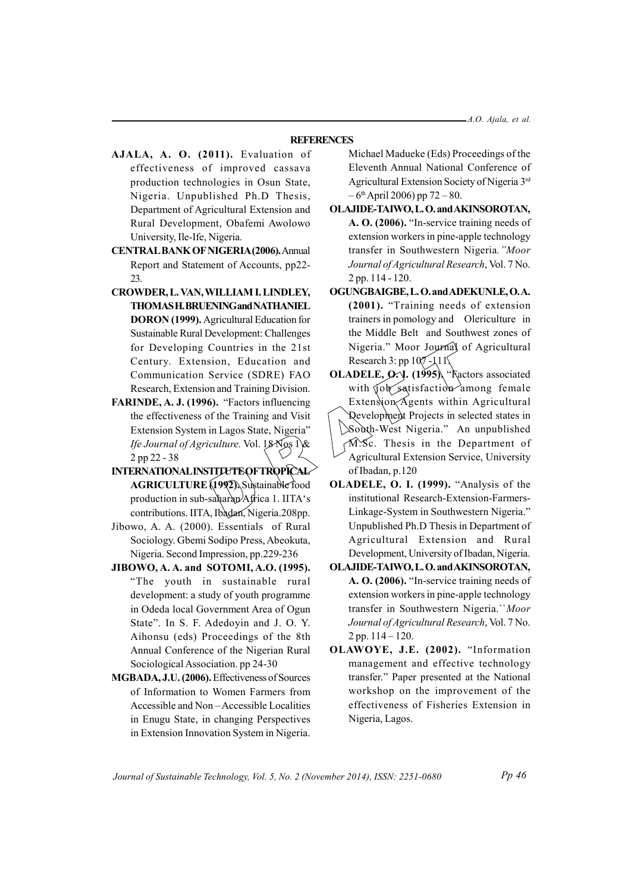## REFERENCES

**AJALA, A. O. (2011).** Evaluation of effectiveness of improved cassava production technologies in Osun State, Nigeria. Unpublished Ph.D Thesis, Department of Agricultural Extension and Rural Development, Obafemi Awolowo University, Ile-Ife, Nigeria.

**CENTRAL BANK OF NIGERIA (2006).** Annual Report and Statement of Accounts, pp22-23.

**CROWDER, L. VAN, WILLIAM I. LINDLEY, THOMAS H. BRUENING and NATHANIEL DORON (1999).** Agricultural Education for Sustainable Rural Development: Challenges for Developing Countries in the 21st Century. Extension, Education and Communication Service (SDRE) FAO Research, Extension and Training Division.

**FARINDE, A. J. (1996).** "Factors influencing the effectiveness of the Training and Visit Extension System in Lagos State, Nigeria" *Ife Journal of Agriculture.* Vol. 18 Nos 1 & 2 pp 22 - 38

**INTERNATIONAL INSTITUTE OF TROPICAL AGRICULTURE (1992).** Sustainable food production in sub-saharan Africa 1. IITA's contributions. IITA, Ibadan, Nigeria.208pp.

Jibowo, A. A. (2000). Essentials of Rural Sociology. Gbemi Sodipo Press, Abeokuta, Nigeria. Second Impression, pp.229-236

**JIBOWO, A. A. and SOTOMI, A.O. (1995).** "The youth in sustainable rural development: a study of youth programme in Odeda local Government Area of Ogun State". In S. F. Adedoyin and J. O. Y. Aihonsu (eds) Proceedings of the 8th Annual Conference of the Nigerian Rural Sociological Association. pp 24-30

**MGBADA, J.U. (2006).** Effectiveness of Sources of Information to Women Farmers from Accessible and Non – Accessible Localities in Enugu State, in changing Perspectives in Extension Innovation System in Nigeria. Michael Madueke (Eds) Proceedings of the Eleventh Annual National Conference of Agricultural Extension Society of Nigeria 3rd – 6th April 2006) pp 72 – 80.

**OLAJIDE-TAIWO, L. O. and AKINSOROTAN, A. O. (2006).** "In-service training needs of extension workers in pine-apple technology transfer in Southwestern Nigeria.*"Moor Journal of Agricultural Research*, Vol. 7 No. 2 pp. 114 - 120.

**OGUNGBAIGBE, L. O. and ADEKUNLE, O. A. (2001).** "Training needs of extension trainers in pomology and Olericulture in the Middle Belt and Southwest zones of Nigeria." Moor Journal of Agricultural Research 3: pp 107 -111.

**OLADELE, O. I. (1995).** "Factors associated with job satisfaction among female Extension Agents within Agricultural Development Projects in selected states in South-West Nigeria." An unpublished M.Sc. Thesis in the Department of Agricultural Extension Service, University of Ibadan, p.120

**OLADELE, O. I. (1999).** "Analysis of the institutional Research-Extension-Farmers-Linkage-System in Southwestern Nigeria." Unpublished Ph.D Thesis in Department of Agricultural Extension and Rural Development, University of Ibadan, Nigeria.

**OLAJIDE-TAIWO, L. O. and AKINSOROTAN, A. O. (2006).** "In-service training needs of extension workers in pine-apple technology transfer in Southwestern Nigeria.``*Moor Journal of Agricultural Research*, Vol. 7 No. 2 pp. 114 – 120.

**OLAWOYE, J.E. (2002).** "Information management and effective technology transfer." Paper presented at the National workshop on the improvement of the effectiveness of Fisheries Extension in Nigeria, Lagos.